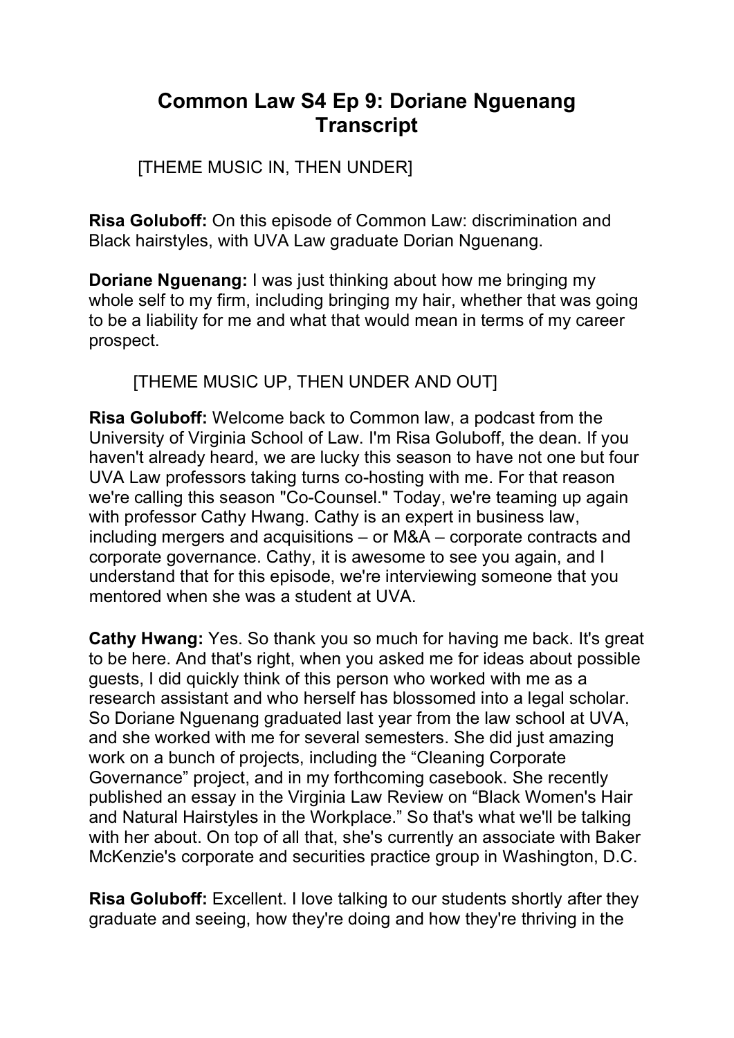# Common Law S4 Ep 9: Doriane Nguenang Transcript

[THEME MUSIC IN, THEN UNDER]

**Risa Goluboff:** On this episode of Common Law: discrimination and Black hairstyles, with UVA Law graduate Dorian Nguenang.

**Doriane Nguenang:** I was just thinking about how me bringing my whole self to my firm, including bringing my hair, whether that was going to be a liability for me and what that would mean in terms of my career prospect.

[THEME MUSIC UP, THEN UNDER AND OUT]

**Risa Goluboff:** Welcome back to Common law, a podcast from the University of Virginia School of Law. I'm Risa Goluboff, the dean. If you haven't already heard, we are lucky this season to have not one but four UVA Law professors taking turns co-hosting with me. For that reason we're calling this season "Co-Counsel." Today, we're teaming up again with professor Cathy Hwang. Cathy is an expert in business law, including mergers and acquisitions – or M&A – corporate contracts and corporate governance. Cathy, it is awesome to see you again, and I understand that for this episode, we're interviewing someone that you mentored when she was a student at UVA.

**Cathy Hwang:** Yes. So thank you so much for having me back. It's great to be here. And that's right, when you asked me for ideas about possible guests, I did quickly think of this person who worked with me as a research assistant and who herself has blossomed into a legal scholar. So Doriane Nguenang graduated last year from the law school at UVA, and she worked with me for several semesters. She did just amazing work on a bunch of projects, including the "Cleaning Corporate Governance" project, and in my forthcoming casebook. She recently published an essay in the Virginia Law Review on "Black Women's Hair and Natural Hairstyles in the Workplace." So that's what we'll be talking with her about. On top of all that, she's currently an associate with Baker McKenzie's corporate and securities practice group in Washington, D.C.

**Risa Goluboff:** Excellent. I love talking to our students shortly after they graduate and seeing, how they're doing and how they're thriving in the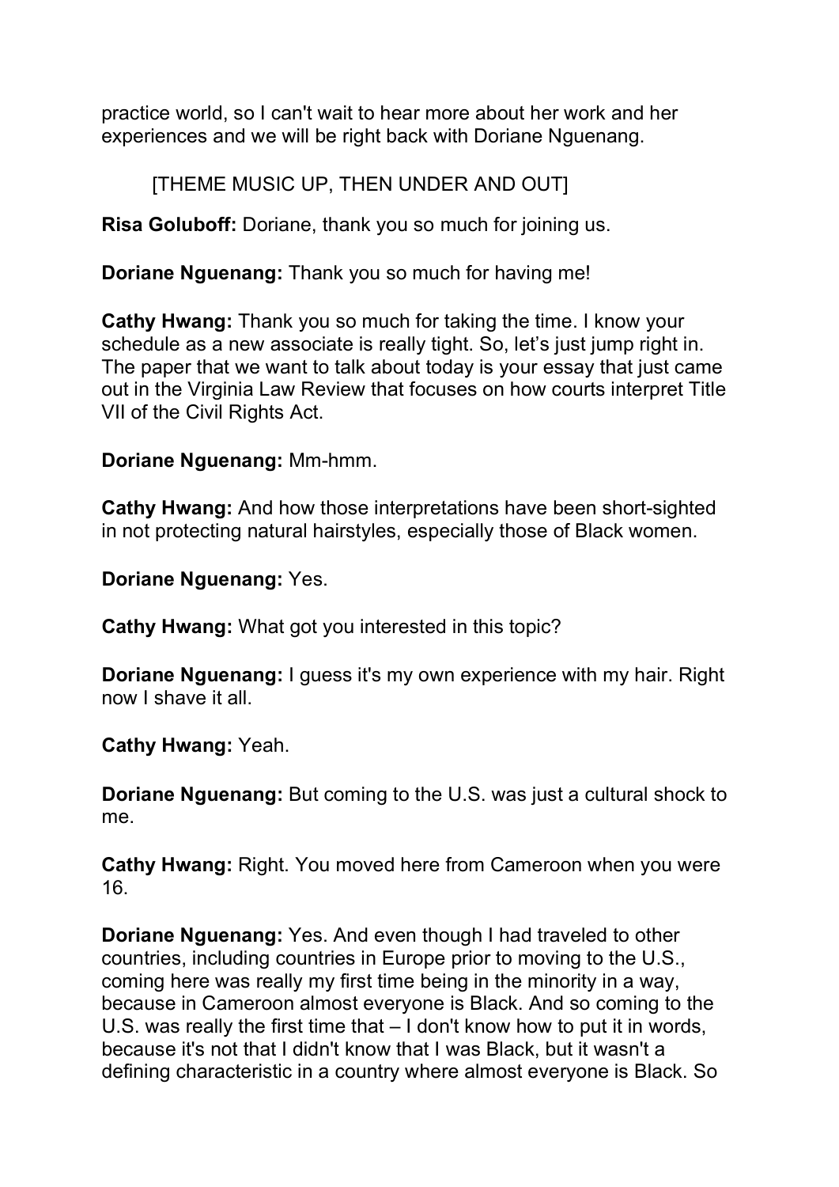practice world, so I can't wait to hear more about her work and her experiences and we will be right back with Doriane Nguenang.

[THEME MUSIC UP, THEN UNDER AND OUT]

**Risa Goluboff:** Doriane, thank you so much for joining us.

**Doriane Nguenang:** Thank you so much for having me!

**Cathy Hwang:** Thank you so much for taking the time. I know your schedule as a new associate is really tight. So, let's just jump right in. The paper that we want to talk about today is your essay that just came out in the Virginia Law Review that focuses on how courts interpret Title VII of the Civil Rights Act.

**Doriane Nguenang:** Mm-hmm.

**Cathy Hwang:** And how those interpretations have been short-sighted in not protecting natural hairstyles, especially those of Black women.

**Doriane Nguenang:** Yes.

**Cathy Hwang:** What got you interested in this topic?

**Doriane Nguenang:** I guess it's my own experience with my hair. Right now I shave it all.

**Cathy Hwang:** Yeah.

**Doriane Nguenang:** But coming to the U.S. was just a cultural shock to me.

**Cathy Hwang:** Right. You moved here from Cameroon when you were 16.

**Doriane Nguenang:** Yes. And even though I had traveled to other countries, including countries in Europe prior to moving to the U.S., coming here was really my first time being in the minority in a way, because in Cameroon almost everyone is Black. And so coming to the U.S. was really the first time that – I don't know how to put it in words, because it's not that I didn't know that I was Black, but it wasn't a defining characteristic in a country where almost everyone is Black. So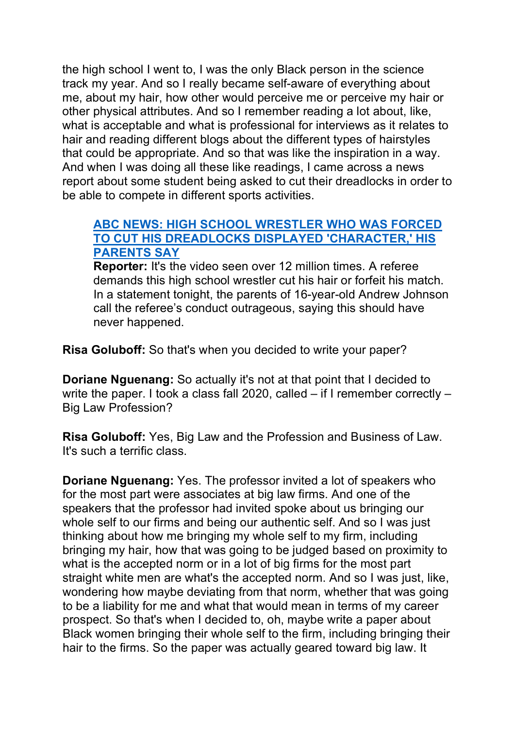the high school I went to, I was the only Black person in the science track my year. And so I really became self-aware of everything about me, about my hair, how other would perceive me or perceive my hair or other physical attributes. And so I remember reading a lot about, like, what is acceptable and what is professional for interviews as it relates to hair and reading different blogs about the different types of hairstyles that could be appropriate. And so that was like the inspiration in a way. And when I was doing all these like readings, I came across a news report about some student being asked to cut their dreadlocks in order to be able to compete in different sports activities.

> **ABC NEWS: HIGH SCHOOL WRESTLER WHO WAS FORCED TO CUT HIS DREADLOCKS DISPLAYED 'CHARACTER,' HIS PARENTS SAY**
> **Reporter:** It's the video seen over 12 million times. A referee demands this high school wrestler cut his hair or forfeit his match. In a statement tonight, the parents of 16-year-old Andrew Johnson call the referee's conduct outrageous, saying this should have never happened.

**Risa Goluboff:** So that's when you decided to write your paper?

**Doriane Nguenang:** So actually it's not at that point that I decided to write the paper. I took a class fall 2020, called – if I remember correctly – Big Law Profession?

**Risa Goluboff:** Yes, Big Law and the Profession and Business of Law. It's such a terrific class.

**Doriane Nguenang:** Yes. The professor invited a lot of speakers who for the most part were associates at big law firms. And one of the speakers that the professor had invited spoke about us bringing our whole self to our firms and being our authentic self. And so I was just thinking about how me bringing my whole self to my firm, including bringing my hair, how that was going to be judged based on proximity to what is the accepted norm or in a lot of big firms for the most part straight white men are what's the accepted norm. And so I was just, like, wondering how maybe deviating from that norm, whether that was going to be a liability for me and what that would mean in terms of my career prospect. So that's when I decided to, oh, maybe write a paper about Black women bringing their whole self to the firm, including bringing their hair to the firms. So the paper was actually geared toward big law. It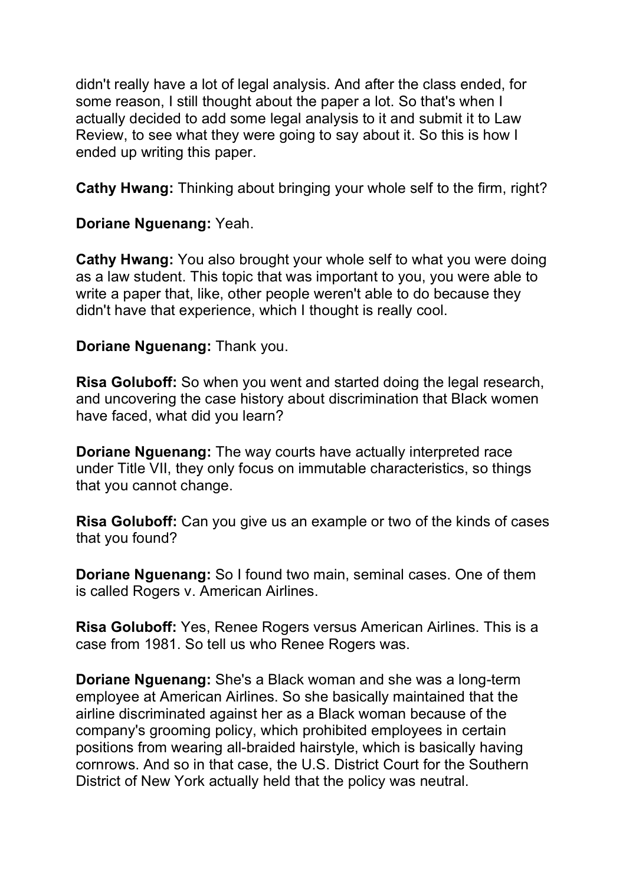didn't really have a lot of legal analysis. And after the class ended, for some reason, I still thought about the paper a lot. So that's when I actually decided to add some legal analysis to it and submit it to Law Review, to see what they were going to say about it. So this is how I ended up writing this paper.

**Cathy Hwang:** Thinking about bringing your whole self to the firm, right?

**Doriane Nguenang:** Yeah.

**Cathy Hwang:** You also brought your whole self to what you were doing as a law student. This topic that was important to you, you were able to write a paper that, like, other people weren't able to do because they didn't have that experience, which I thought is really cool.

**Doriane Nguenang:** Thank you.

**Risa Goluboff:** So when you went and started doing the legal research, and uncovering the case history about discrimination that Black women have faced, what did you learn?

**Doriane Nguenang:** The way courts have actually interpreted race under Title VII, they only focus on immutable characteristics, so things that you cannot change.

**Risa Goluboff:** Can you give us an example or two of the kinds of cases that you found?

**Doriane Nguenang:** So I found two main, seminal cases. One of them is called Rogers v. American Airlines.

**Risa Goluboff:** Yes, Renee Rogers versus American Airlines. This is a case from 1981. So tell us who Renee Rogers was.

**Doriane Nguenang:** She's a Black woman and she was a long-term employee at American Airlines. So she basically maintained that the airline discriminated against her as a Black woman because of the company's grooming policy, which prohibited employees in certain positions from wearing all-braided hairstyle, which is basically having cornrows. And so in that case, the U.S. District Court for the Southern District of New York actually held that the policy was neutral.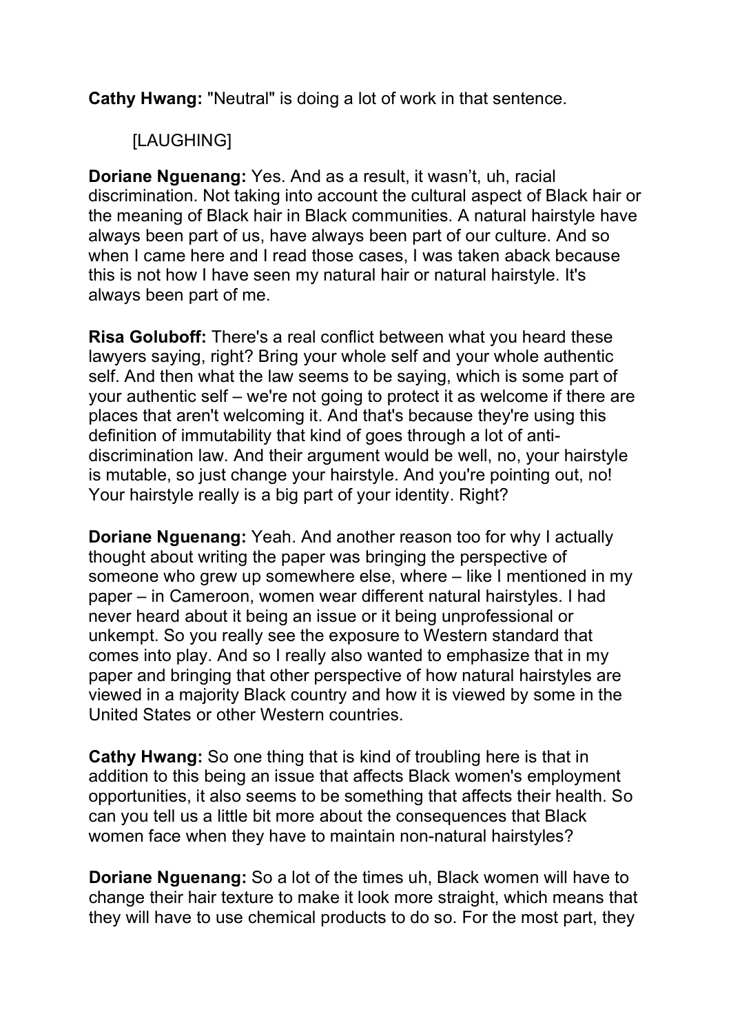**Cathy Hwang:** "Neutral" is doing a lot of work in that sentence.

[LAUGHING]

**Doriane Nguenang:** Yes. And as a result, it wasn't, uh, racial discrimination. Not taking into account the cultural aspect of Black hair or the meaning of Black hair in Black communities. A natural hairstyle have always been part of us, have always been part of our culture. And so when I came here and I read those cases, I was taken aback because this is not how I have seen my natural hair or natural hairstyle. It's always been part of me.

**Risa Goluboff:** There's a real conflict between what you heard these lawyers saying, right? Bring your whole self and your whole authentic self. And then what the law seems to be saying, which is some part of your authentic self – we're not going to protect it as welcome if there are places that aren't welcoming it. And that's because they're using this definition of immutability that kind of goes through a lot of anti-discrimination law. And their argument would be well, no, your hairstyle is mutable, so just change your hairstyle. And you're pointing out, no! Your hairstyle really is a big part of your identity. Right?

**Doriane Nguenang:** Yeah. And another reason too for why I actually thought about writing the paper was bringing the perspective of someone who grew up somewhere else, where – like I mentioned in my paper – in Cameroon, women wear different natural hairstyles. I had never heard about it being an issue or it being unprofessional or unkempt. So you really see the exposure to Western standard that comes into play. And so I really also wanted to emphasize that in my paper and bringing that other perspective of how natural hairstyles are viewed in a majority Black country and how it is viewed by some in the United States or other Western countries.

**Cathy Hwang:** So one thing that is kind of troubling here is that in addition to this being an issue that affects Black women's employment opportunities, it also seems to be something that affects their health. So can you tell us a little bit more about the consequences that Black women face when they have to maintain non-natural hairstyles?

**Doriane Nguenang:** So a lot of the times uh, Black women will have to change their hair texture to make it look more straight, which means that they will have to use chemical products to do so. For the most part, they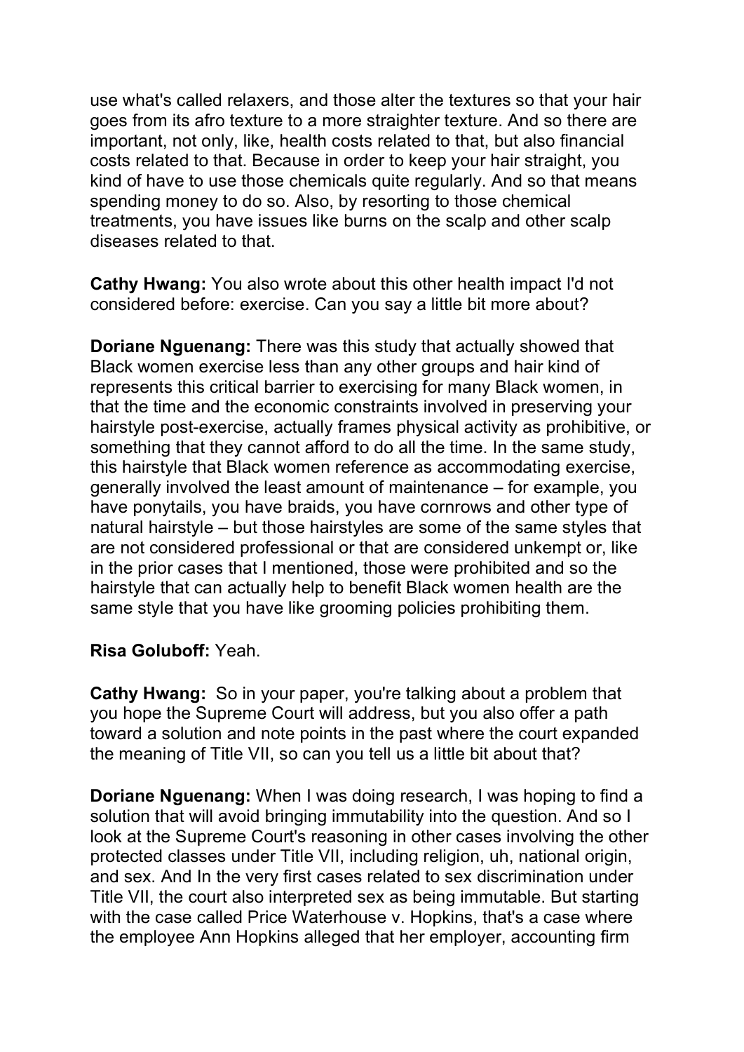use what's called relaxers, and those alter the textures so that your hair goes from its afro texture to a more straighter texture. And so there are important, not only, like, health costs related to that, but also financial costs related to that. Because in order to keep your hair straight, you kind of have to use those chemicals quite regularly. And so that means spending money to do so. Also, by resorting to those chemical treatments, you have issues like burns on the scalp and other scalp diseases related to that.

**Cathy Hwang:** You also wrote about this other health impact I'd not considered before: exercise. Can you say a little bit more about?

**Doriane Nguenang:** There was this study that actually showed that Black women exercise less than any other groups and hair kind of represents this critical barrier to exercising for many Black women, in that the time and the economic constraints involved in preserving your hairstyle post-exercise, actually frames physical activity as prohibitive, or something that they cannot afford to do all the time. In the same study, this hairstyle that Black women reference as accommodating exercise, generally involved the least amount of maintenance – for example, you have ponytails, you have braids, you have cornrows and other type of natural hairstyle – but those hairstyles are some of the same styles that are not considered professional or that are considered unkempt or, like in the prior cases that I mentioned, those were prohibited and so the hairstyle that can actually help to benefit Black women health are the same style that you have like grooming policies prohibiting them.

**Risa Goluboff:** Yeah.

**Cathy Hwang:** So in your paper, you're talking about a problem that you hope the Supreme Court will address, but you also offer a path toward a solution and note points in the past where the court expanded the meaning of Title VII, so can you tell us a little bit about that?

**Doriane Nguenang:** When I was doing research, I was hoping to find a solution that will avoid bringing immutability into the question. And so I look at the Supreme Court's reasoning in other cases involving the other protected classes under Title VII, including religion, uh, national origin, and sex. And In the very first cases related to sex discrimination under Title VII, the court also interpreted sex as being immutable. But starting with the case called Price Waterhouse v. Hopkins, that's a case where the employee Ann Hopkins alleged that her employer, accounting firm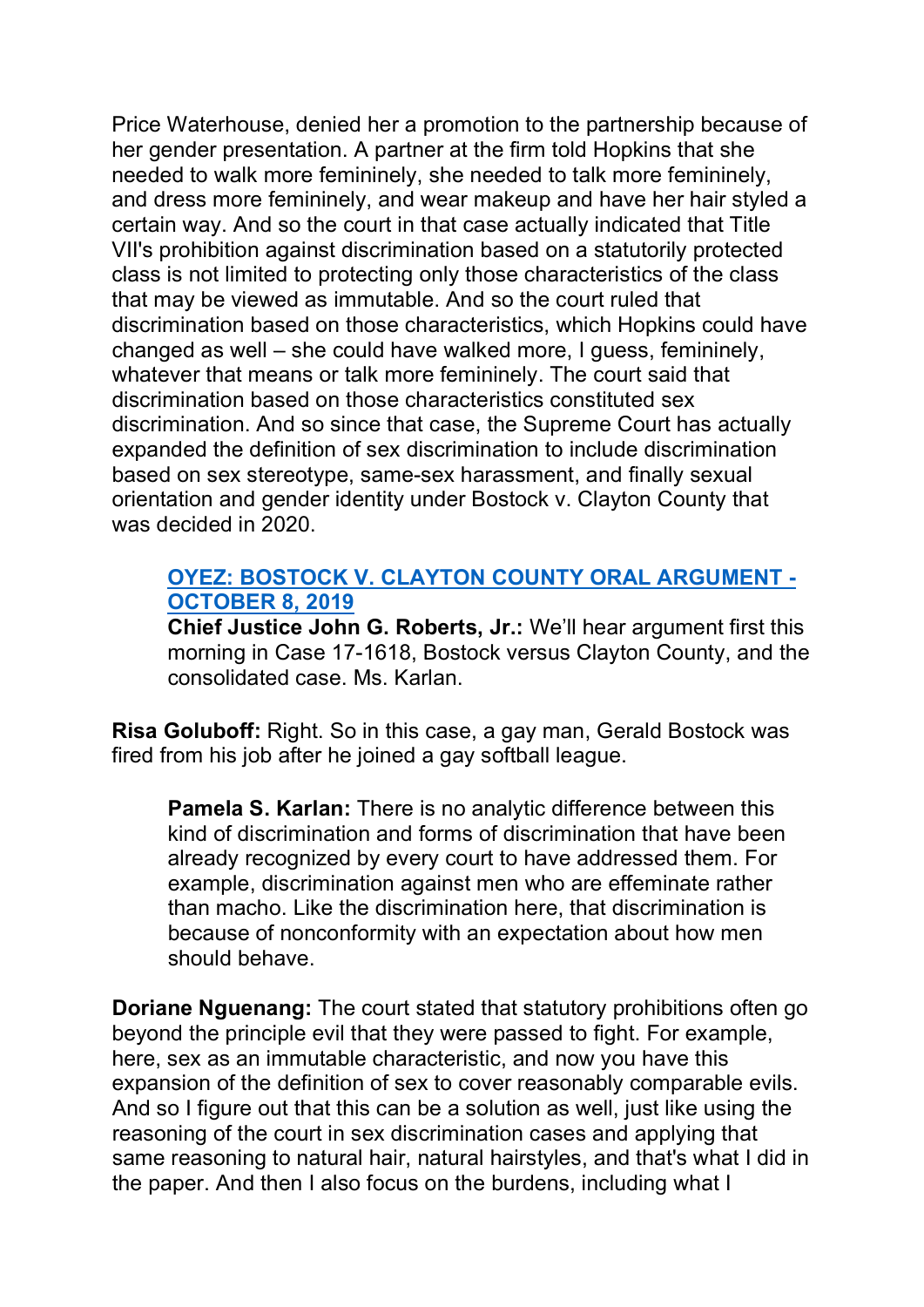Price Waterhouse, denied her a promotion to the partnership because of her gender presentation. A partner at the firm told Hopkins that she needed to walk more femininely, she needed to talk more femininely, and dress more femininely, and wear makeup and have her hair styled a certain way. And so the court in that case actually indicated that Title VII's prohibition against discrimination based on a statutorily protected class is not limited to protecting only those characteristics of the class that may be viewed as immutable. And so the court ruled that discrimination based on those characteristics, which Hopkins could have changed as well – she could have walked more, I guess, femininely, whatever that means or talk more femininely. The court said that discrimination based on those characteristics constituted sex discrimination. And so since that case, the Supreme Court has actually expanded the definition of sex discrimination to include discrimination based on sex stereotype, same-sex harassment, and finally sexual orientation and gender identity under Bostock v. Clayton County that was decided in 2020.

> **OYEZ: BOSTOCK V. CLAYTON COUNTY ORAL ARGUMENT - OCTOBER 8, 2019**
> **Chief Justice John G. Roberts, Jr.:** We'll hear argument first this morning in Case 17-1618, Bostock versus Clayton County, and the consolidated case. Ms. Karlan.

**Risa Goluboff:** Right. So in this case, a gay man, Gerald Bostock was fired from his job after he joined a gay softball league.

> **Pamela S. Karlan:** There is no analytic difference between this kind of discrimination and forms of discrimination that have been already recognized by every court to have addressed them. For example, discrimination against men who are effeminate rather than macho. Like the discrimination here, that discrimination is because of nonconformity with an expectation about how men should behave.

**Doriane Nguenang:** The court stated that statutory prohibitions often go beyond the principle evil that they were passed to fight. For example, here, sex as an immutable characteristic, and now you have this expansion of the definition of sex to cover reasonably comparable evils. And so I figure out that this can be a solution as well, just like using the reasoning of the court in sex discrimination cases and applying that same reasoning to natural hair, natural hairstyles, and that's what I did in the paper. And then I also focus on the burdens, including what I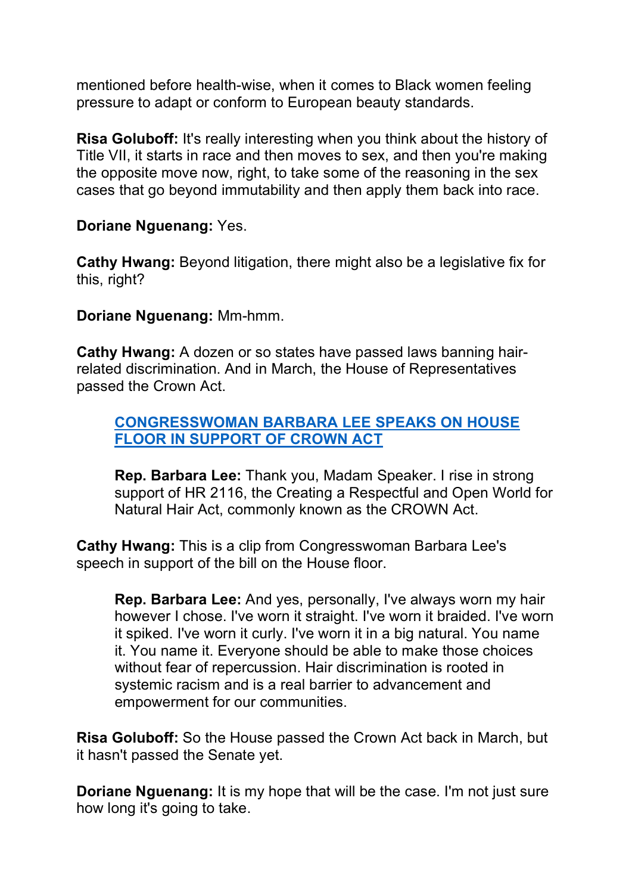mentioned before health-wise, when it comes to Black women feeling pressure to adapt or conform to European beauty standards.

**Risa Goluboff:** It's really interesting when you think about the history of Title VII, it starts in race and then moves to sex, and then you're making the opposite move now, right, to take some of the reasoning in the sex cases that go beyond immutability and then apply them back into race.

**Doriane Nguenang:** Yes.

**Cathy Hwang:** Beyond litigation, there might also be a legislative fix for this, right?

**Doriane Nguenang:** Mm-hmm.

**Cathy Hwang:** A dozen or so states have passed laws banning hair-related discrimination. And in March, the House of Representatives passed the Crown Act.

> **CONGRESSWOMAN BARBARA LEE SPEAKS ON HOUSE FLOOR IN SUPPORT OF CROWN ACT**
>
> **Rep. Barbara Lee:** Thank you, Madam Speaker. I rise in strong support of HR 2116, the Creating a Respectful and Open World for Natural Hair Act, commonly known as the CROWN Act.

**Cathy Hwang:** This is a clip from Congresswoman Barbara Lee's speech in support of the bill on the House floor.

> **Rep. Barbara Lee:** And yes, personally, I've always worn my hair however I chose. I've worn it straight. I've worn it braided. I've worn it spiked. I've worn it curly. I've worn it in a big natural. You name it. You name it. Everyone should be able to make those choices without fear of repercussion. Hair discrimination is rooted in systemic racism and is a real barrier to advancement and empowerment for our communities.

**Risa Goluboff:** So the House passed the Crown Act back in March, but it hasn't passed the Senate yet.

**Doriane Nguenang:** It is my hope that will be the case. I'm not just sure how long it's going to take.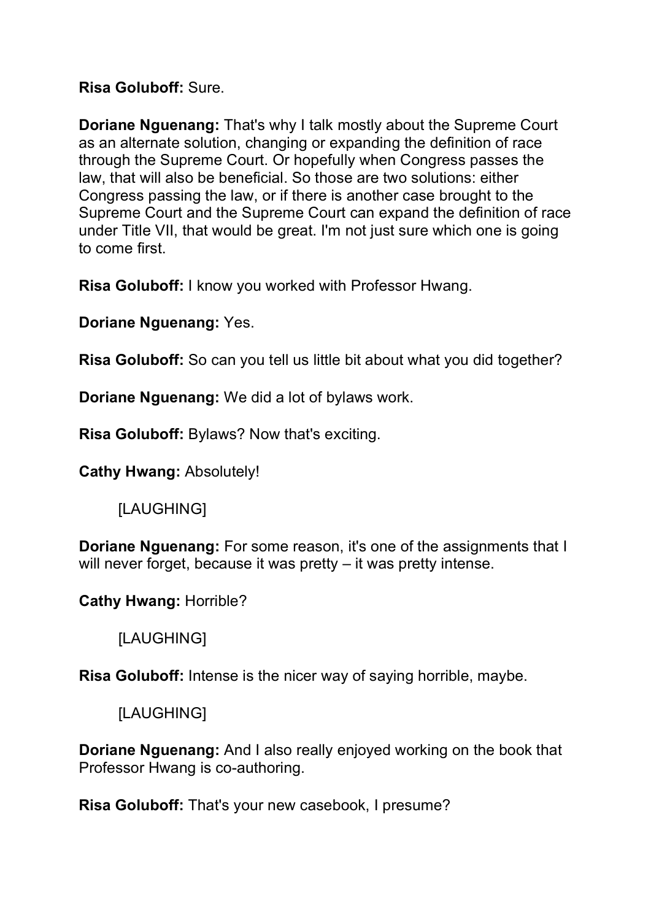**Risa Goluboff:** Sure.

**Doriane Nguenang:** That's why I talk mostly about the Supreme Court as an alternate solution, changing or expanding the definition of race through the Supreme Court. Or hopefully when Congress passes the law, that will also be beneficial. So those are two solutions: either Congress passing the law, or if there is another case brought to the Supreme Court and the Supreme Court can expand the definition of race under Title VII, that would be great. I'm not just sure which one is going to come first.

**Risa Goluboff:** I know you worked with Professor Hwang.

**Doriane Nguenang:** Yes.

**Risa Goluboff:** So can you tell us little bit about what you did together?

**Doriane Nguenang:** We did a lot of bylaws work.

**Risa Goluboff:** Bylaws? Now that's exciting.

**Cathy Hwang:** Absolutely!

[LAUGHING]

**Doriane Nguenang:** For some reason, it's one of the assignments that I will never forget, because it was pretty – it was pretty intense.

**Cathy Hwang:** Horrible?

[LAUGHING]

**Risa Goluboff:** Intense is the nicer way of saying horrible, maybe.

[LAUGHING]

**Doriane Nguenang:** And I also really enjoyed working on the book that Professor Hwang is co-authoring.

**Risa Goluboff:** That's your new casebook, I presume?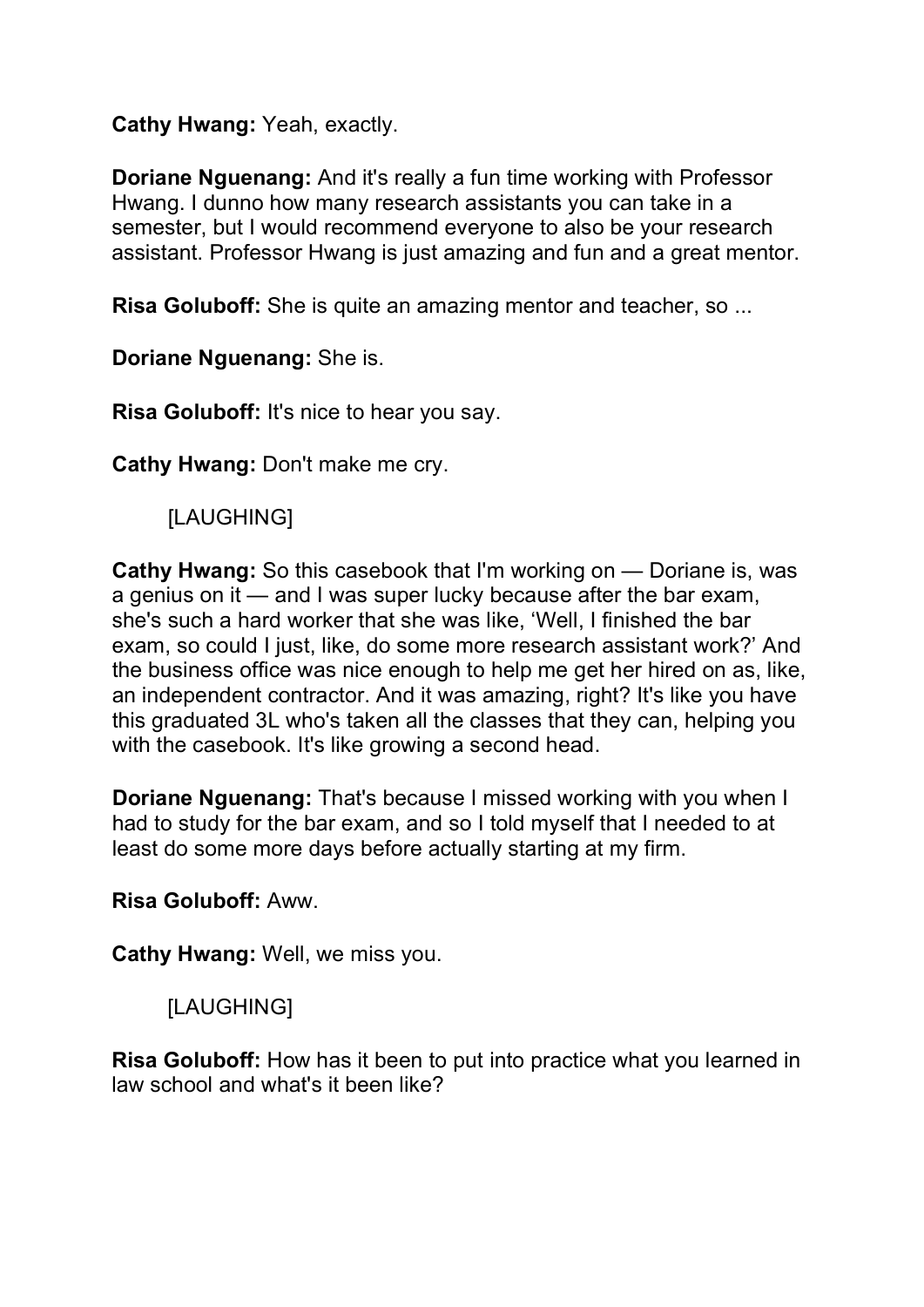**Cathy Hwang:** Yeah, exactly.

**Doriane Nguenang:** And it's really a fun time working with Professor Hwang. I dunno how many research assistants you can take in a semester, but I would recommend everyone to also be your research assistant. Professor Hwang is just amazing and fun and a great mentor.

**Risa Goluboff:** She is quite an amazing mentor and teacher, so ...

**Doriane Nguenang:** She is.

**Risa Goluboff:** It's nice to hear you say.

**Cathy Hwang:** Don't make me cry.

[LAUGHING]

**Cathy Hwang:** So this casebook that I'm working on — Doriane is, was a genius on it — and I was super lucky because after the bar exam, she's such a hard worker that she was like, 'Well, I finished the bar exam, so could I just, like, do some more research assistant work?' And the business office was nice enough to help me get her hired on as, like, an independent contractor. And it was amazing, right? It's like you have this graduated 3L who's taken all the classes that they can, helping you with the casebook. It's like growing a second head.

**Doriane Nguenang:** That's because I missed working with you when I had to study for the bar exam, and so I told myself that I needed to at least do some more days before actually starting at my firm.

**Risa Goluboff:** Aww.

**Cathy Hwang:** Well, we miss you.

[LAUGHING]

**Risa Goluboff:** How has it been to put into practice what you learned in law school and what's it been like?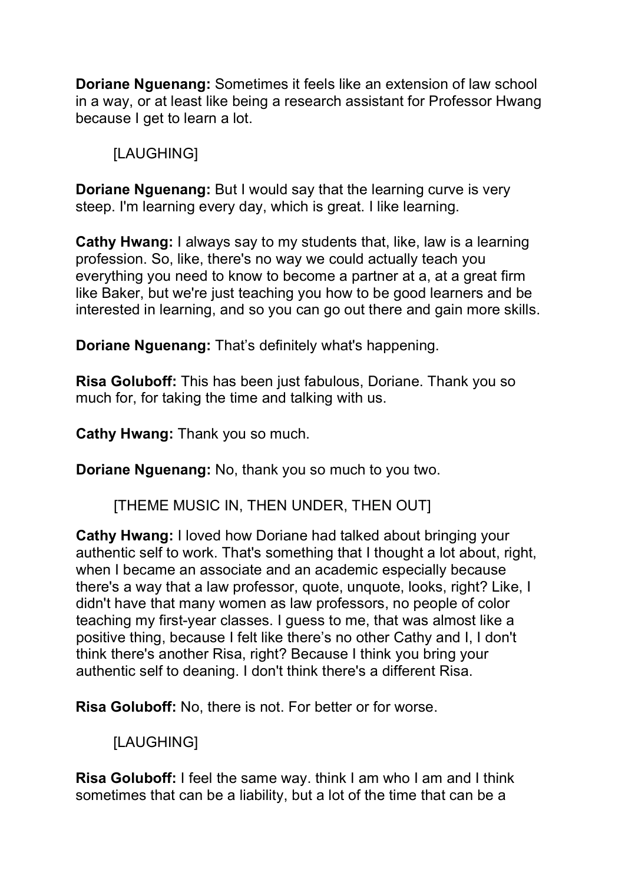**Doriane Nguenang:** Sometimes it feels like an extension of law school in a way, or at least like being a research assistant for Professor Hwang because I get to learn a lot.

[LAUGHING]

**Doriane Nguenang:** But I would say that the learning curve is very steep. I'm learning every day, which is great. I like learning.

**Cathy Hwang:** I always say to my students that, like, law is a learning profession. So, like, there's no way we could actually teach you everything you need to know to become a partner at a, at a great firm like Baker, but we're just teaching you how to be good learners and be interested in learning, and so you can go out there and gain more skills.

**Doriane Nguenang:** That's definitely what's happening.

**Risa Goluboff:** This has been just fabulous, Doriane. Thank you so much for, for taking the time and talking with us.

**Cathy Hwang:** Thank you so much.

**Doriane Nguenang:** No, thank you so much to you two.

[THEME MUSIC IN, THEN UNDER, THEN OUT]

**Cathy Hwang:** I loved how Doriane had talked about bringing your authentic self to work. That's something that I thought a lot about, right, when I became an associate and an academic especially because there's a way that a law professor, quote, unquote, looks, right? Like, I didn't have that many women as law professors, no people of color teaching my first-year classes. I guess to me, that was almost like a positive thing, because I felt like there's no other Cathy and I, I don't think there's another Risa, right? Because I think you bring your authentic self to deaning. I don't think there's a different Risa.

**Risa Goluboff:** No, there is not. For better or for worse.

[LAUGHING]

**Risa Goluboff:** I feel the same way. think I am who I am and I think sometimes that can be a liability, but a lot of the time that can be a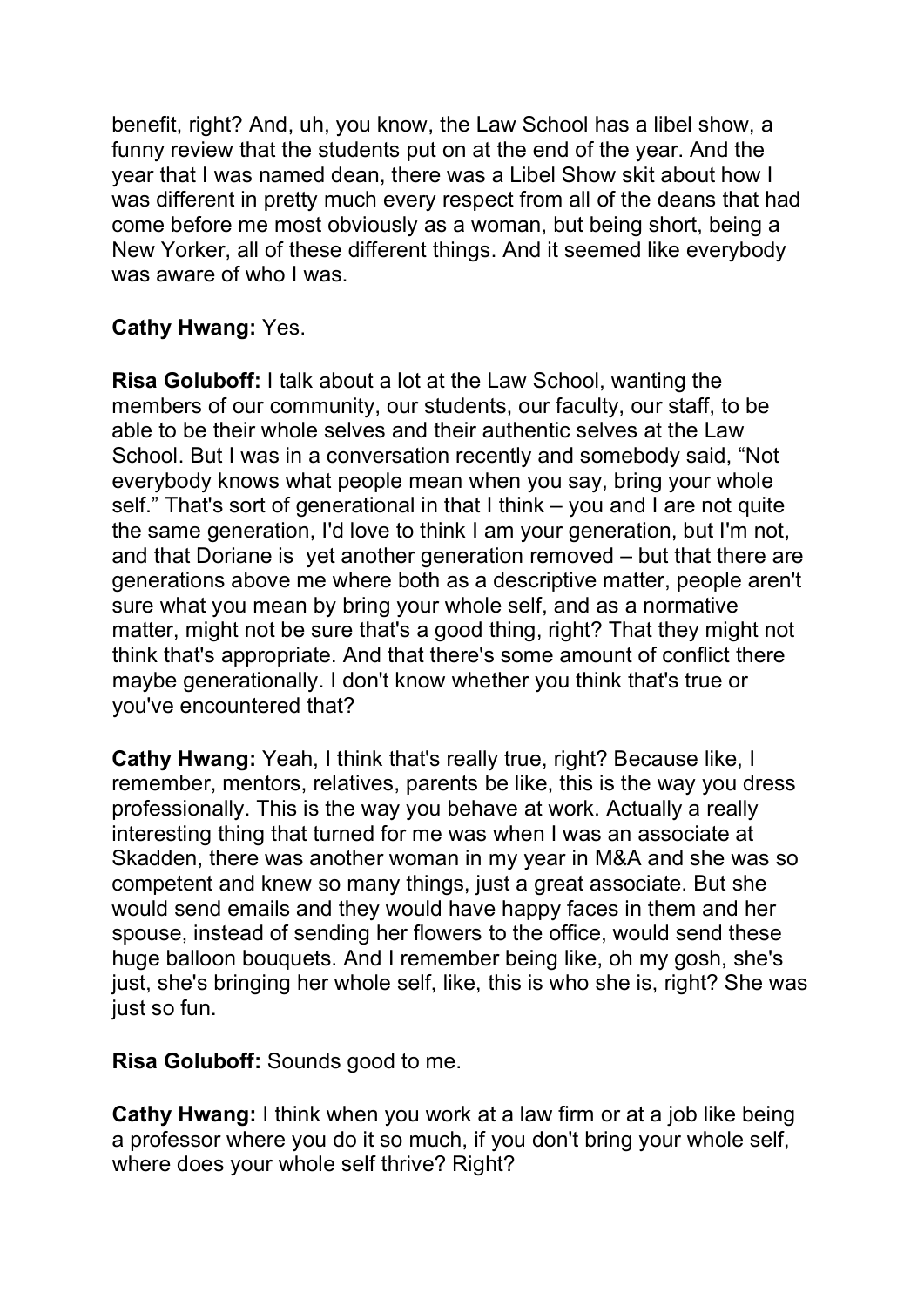benefit, right? And, uh, you know, the Law School has a libel show, a funny review that the students put on at the end of the year. And the year that I was named dean, there was a Libel Show skit about how I was different in pretty much every respect from all of the deans that had come before me most obviously as a woman, but being short, being a New Yorker, all of these different things. And it seemed like everybody was aware of who I was.

**Cathy Hwang:** Yes.

**Risa Goluboff:** I talk about a lot at the Law School, wanting the members of our community, our students, our faculty, our staff, to be able to be their whole selves and their authentic selves at the Law School. But I was in a conversation recently and somebody said, "Not everybody knows what people mean when you say, bring your whole self." That's sort of generational in that I think – you and I are not quite the same generation, I'd love to think I am your generation, but I'm not, and that Doriane is yet another generation removed – but that there are generations above me where both as a descriptive matter, people aren't sure what you mean by bring your whole self, and as a normative matter, might not be sure that's a good thing, right? That they might not think that's appropriate. And that there's some amount of conflict there maybe generationally. I don't know whether you think that's true or you've encountered that?

**Cathy Hwang:** Yeah, I think that's really true, right? Because like, I remember, mentors, relatives, parents be like, this is the way you dress professionally. This is the way you behave at work. Actually a really interesting thing that turned for me was when I was an associate at Skadden, there was another woman in my year in M&A and she was so competent and knew so many things, just a great associate. But she would send emails and they would have happy faces in them and her spouse, instead of sending her flowers to the office, would send these huge balloon bouquets. And I remember being like, oh my gosh, she's just, she's bringing her whole self, like, this is who she is, right? She was just so fun.

**Risa Goluboff:** Sounds good to me.

**Cathy Hwang:** I think when you work at a law firm or at a job like being a professor where you do it so much, if you don't bring your whole self, where does your whole self thrive? Right?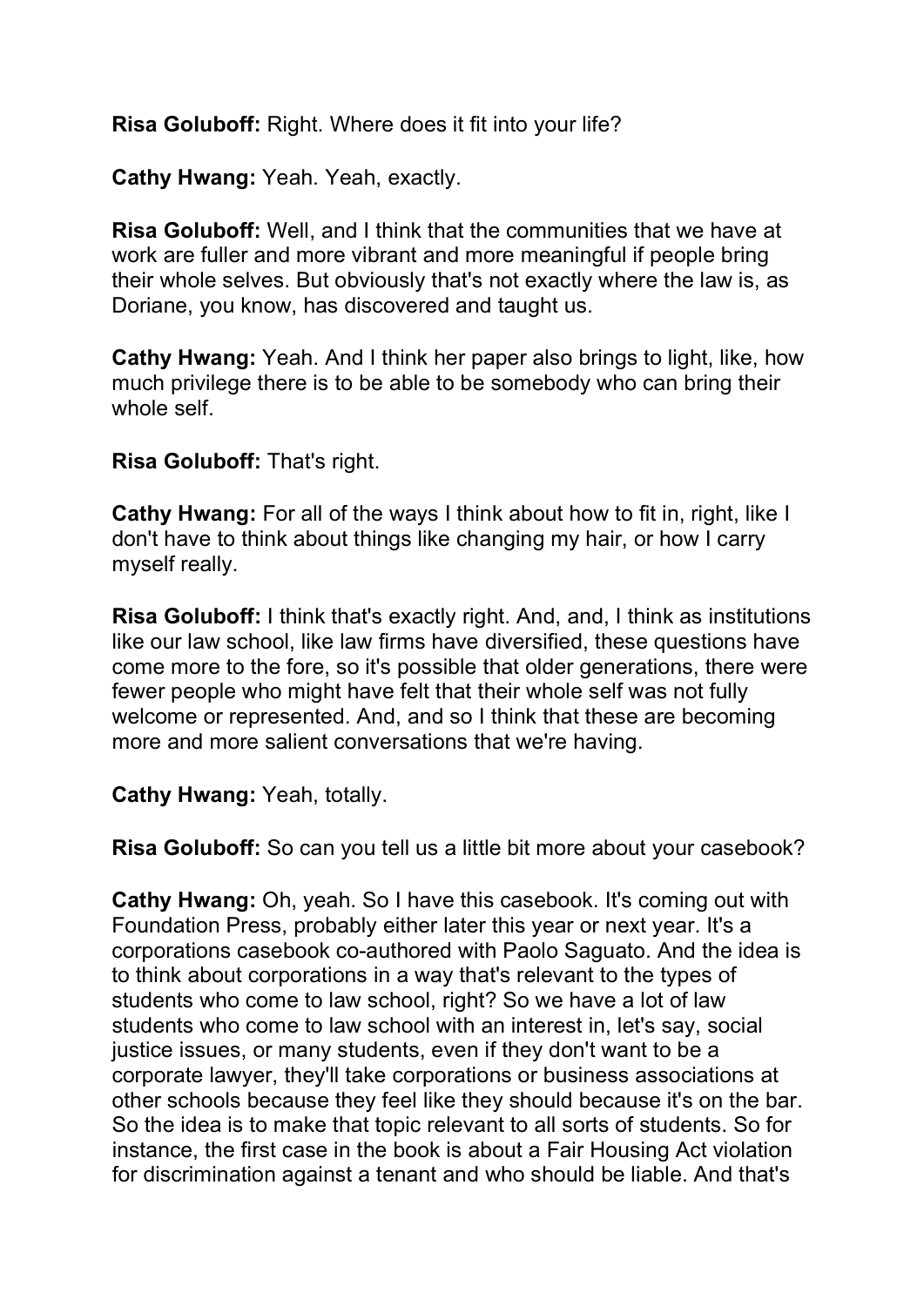**Risa Goluboff:** Right. Where does it fit into your life?

**Cathy Hwang:** Yeah. Yeah, exactly.

**Risa Goluboff:** Well, and I think that the communities that we have at work are fuller and more vibrant and more meaningful if people bring their whole selves. But obviously that's not exactly where the law is, as Doriane, you know, has discovered and taught us.

**Cathy Hwang:** Yeah. And I think her paper also brings to light, like, how much privilege there is to be able to be somebody who can bring their whole self.

**Risa Goluboff:** That's right.

**Cathy Hwang:** For all of the ways I think about how to fit in, right, like I don't have to think about things like changing my hair, or how I carry myself really.

**Risa Goluboff:** I think that's exactly right. And, and, I think as institutions like our law school, like law firms have diversified, these questions have come more to the fore, so it's possible that older generations, there were fewer people who might have felt that their whole self was not fully welcome or represented. And, and so I think that these are becoming more and more salient conversations that we're having.

**Cathy Hwang:** Yeah, totally.

**Risa Goluboff:** So can you tell us a little bit more about your casebook?

**Cathy Hwang:** Oh, yeah. So I have this casebook. It's coming out with Foundation Press, probably either later this year or next year. It's a corporations casebook co-authored with Paolo Saguato. And the idea is to think about corporations in a way that's relevant to the types of students who come to law school, right? So we have a lot of law students who come to law school with an interest in, let's say, social justice issues, or many students, even if they don't want to be a corporate lawyer, they'll take corporations or business associations at other schools because they feel like they should because it's on the bar. So the idea is to make that topic relevant to all sorts of students. So for instance, the first case in the book is about a Fair Housing Act violation for discrimination against a tenant and who should be liable. And that's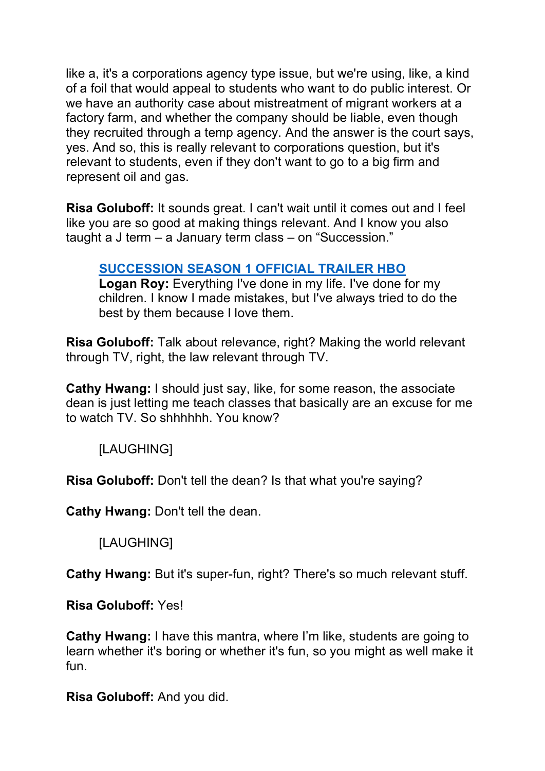like a, it's a corporations agency type issue, but we're using, like, a kind of a foil that would appeal to students who want to do public interest. Or we have an authority case about mistreatment of migrant workers at a factory farm, and whether the company should be liable, even though they recruited through a temp agency. And the answer is the court says, yes. And so, this is really relevant to corporations question, but it's relevant to students, even if they don't want to go to a big firm and represent oil and gas.

**Risa Goluboff:** It sounds great. I can't wait until it comes out and I feel like you are so good at making things relevant. And I know you also taught a J term – a January term class – on "Succession."

> **SUCCESSION SEASON 1 OFFICIAL TRAILER HBO**
> **Logan Roy:** Everything I've done in my life. I've done for my children. I know I made mistakes, but I've always tried to do the best by them because I love them.

**Risa Goluboff:** Talk about relevance, right? Making the world relevant through TV, right, the law relevant through TV.

**Cathy Hwang:** I should just say, like, for some reason, the associate dean is just letting me teach classes that basically are an excuse for me to watch TV. So shhhhhh. You know?

> [LAUGHING]

**Risa Goluboff:** Don't tell the dean? Is that what you're saying?

**Cathy Hwang:** Don't tell the dean.

> [LAUGHING]

**Cathy Hwang:** But it's super-fun, right? There's so much relevant stuff.

**Risa Goluboff:** Yes!

**Cathy Hwang:** I have this mantra, where I'm like, students are going to learn whether it's boring or whether it's fun, so you might as well make it fun.

**Risa Goluboff:** And you did.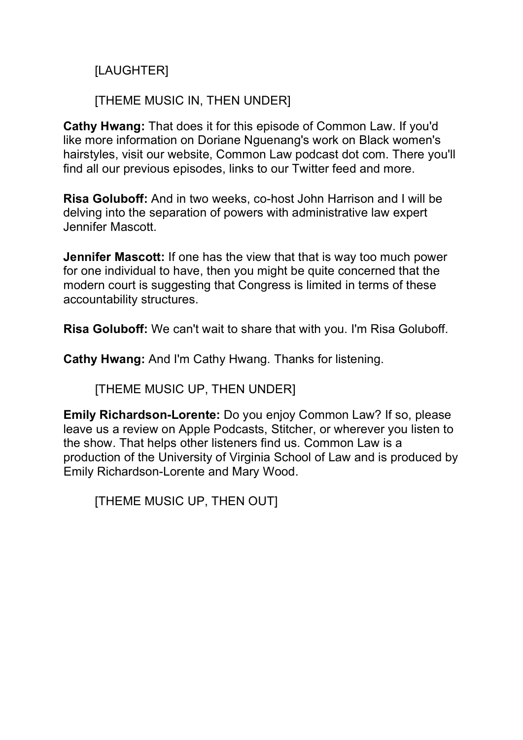[LAUGHTER]

[THEME MUSIC IN, THEN UNDER]

**Cathy Hwang:** That does it for this episode of Common Law. If you'd like more information on Doriane Nguenang's work on Black women's hairstyles, visit our website, Common Law podcast dot com. There you'll find all our previous episodes, links to our Twitter feed and more.

**Risa Goluboff:** And in two weeks, co-host John Harrison and I will be delving into the separation of powers with administrative law expert Jennifer Mascott.

**Jennifer Mascott:** If one has the view that that is way too much power for one individual to have, then you might be quite concerned that the modern court is suggesting that Congress is limited in terms of these accountability structures.

**Risa Goluboff:** We can't wait to share that with you. I'm Risa Goluboff.

**Cathy Hwang:** And I'm Cathy Hwang. Thanks for listening.

[THEME MUSIC UP, THEN UNDER]

**Emily Richardson-Lorente:** Do you enjoy Common Law? If so, please leave us a review on Apple Podcasts, Stitcher, or wherever you listen to the show. That helps other listeners find us. Common Law is a production of the University of Virginia School of Law and is produced by Emily Richardson-Lorente and Mary Wood.

[THEME MUSIC UP, THEN OUT]